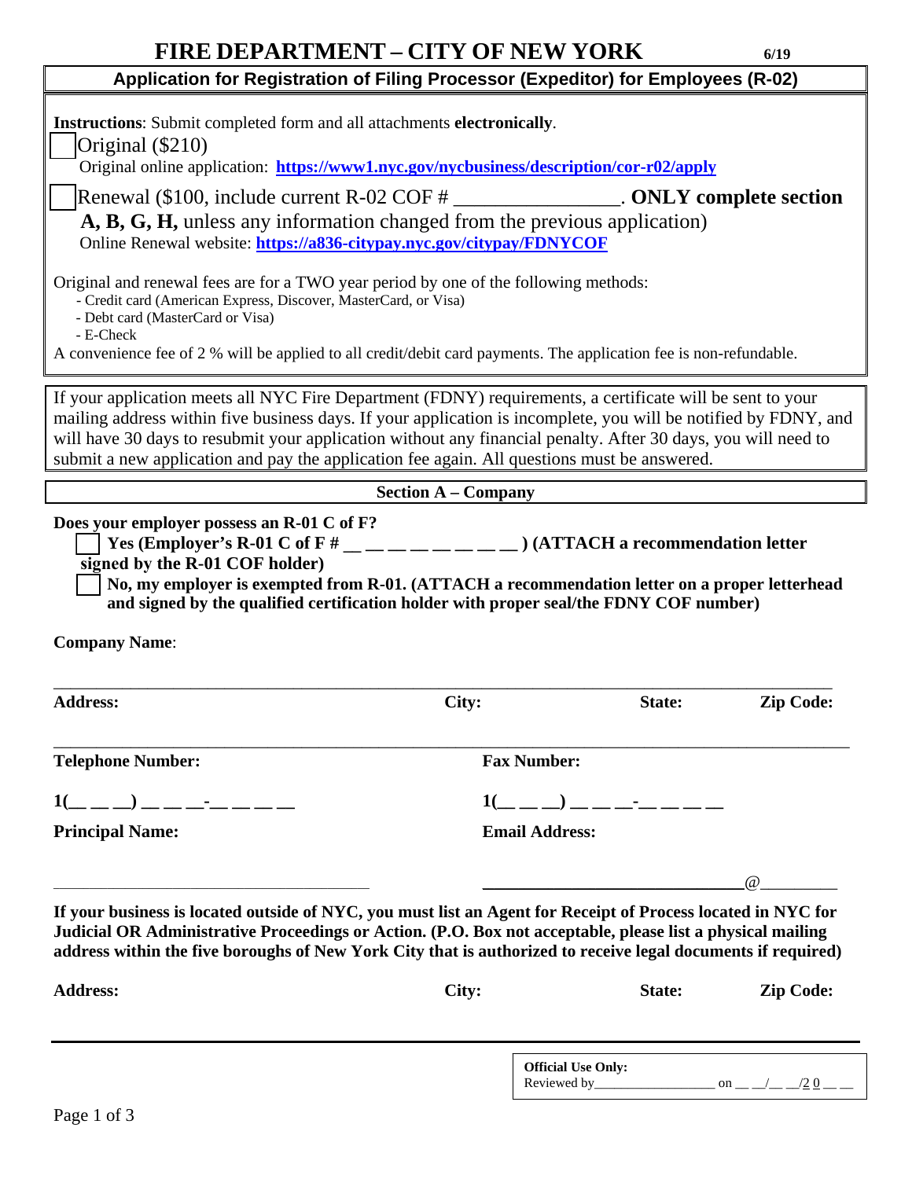# FIRE DEPARTMENT – CITY OF NEW YORK

6/19

## Application for Registration of Filing Processor (Expeditor) for Employees (R-02)

**Instructions**: Submit completed form and all attachments **electronically**.

☐ Original ($210)

Original online application: **https://www1.nyc.gov/nycbusiness/description/cor-r02/apply**

☐ Renewal ($100, include current R-02 COF # ________________. **ONLY complete section A, B, G, H,** unless any information changed from the previous application)

Online Renewal website: **https://a836-citypay.nyc.gov/citypay/FDNYCOF**

Original and renewal fees are for a TWO year period by one of the following methods:

- Credit card (American Express, Discover, MasterCard, or Visa)
- Debt card (MasterCard or Visa)
- E-Check

A convenience fee of 2 % will be applied to all credit/debit card payments. The application fee is non-refundable.

If your application meets all NYC Fire Department (FDNY) requirements, a certificate will be sent to your mailing address within five business days. If your application is incomplete, you will be notified by FDNY, and will have 30 days to resubmit your application without any financial penalty. After 30 days, you will need to submit a new application and pay the application fee again. All questions must be answered.

### Section A – Company

**Does your employer possess an R-01 C of F?**

☐ **Yes (Employer's R-01 C of F # __ __ __ __ __ __ __ __) (ATTACH a recommendation letter signed by the R-01 COF holder)**

☐ **No, my employer is exempted from R-01. (ATTACH a recommendation letter on a proper letterhead and signed by the qualified certification holder with proper seal/the FDNY COF number)**

**Company Name**:

_______________________________________________________________________________

**Address:** **City:** **State:** **Zip Code:**

_______________________________________________________________________________

**Telephone Number:** 1(__ __ __) __ __ __-__ __ __ __

**Fax Number:** 1(__ __ __) __ __ __-__ __ __ __

**Principal Name:** ________________________________

**Email Address:** ____________________________@__________

**If your business is located outside of NYC, you must list an Agent for Receipt of Process located in NYC for Judicial OR Administrative Proceedings or Action. (P.O. Box not acceptable, please list a physical mailing address within the five boroughs of New York City that is authorized to receive legal documents if required)**

**Address:** **City:** **State:** **Zip Code:**

_______________________________________________________________________________

**Official Use Only:**
Reviewed by_________________ on __ __/__ __/2 0 __ __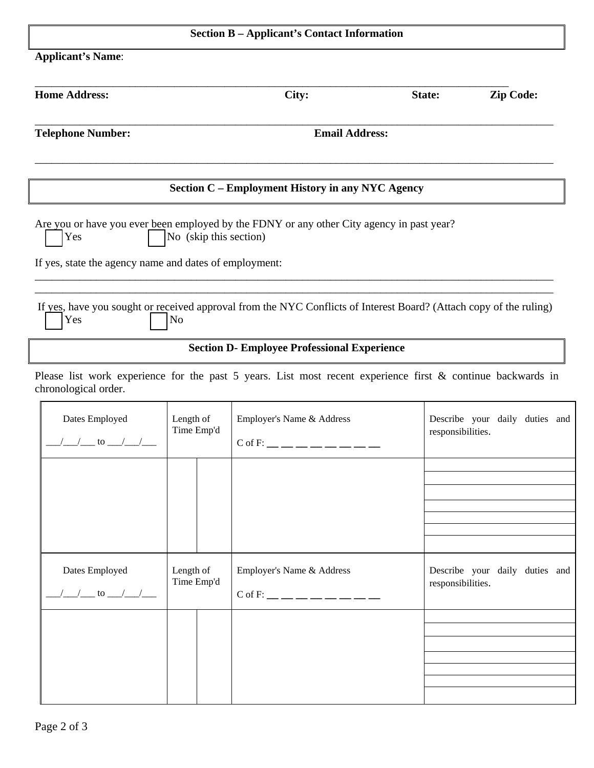## Section B – Applicant's Contact Information

**Applicant's Name**:

_______________________________________________________________________________________

**Home Address:** **City:** **State:** **Zip Code:**

_______________________________________________________________________________________

**Telephone Number:** **Email Address:**

_______________________________________________________________________________________

## Section C – Employment History in any NYC Agency

Are you or have you ever been employed by the FDNY or any other City agency in past year?

☐ Yes ☐ No (skip this section)

If yes, state the agency name and dates of employment:

_______________________________________________________________________________________

_______________________________________________________________________________________

If yes, have you sought or received approval from the NYC Conflicts of Interest Board? (Attach copy of the ruling)

☐ Yes ☐ No

## Section D- Employee Professional Experience

Please list work experience for the past 5 years. List most recent experience first & continue backwards in chronological order.

| Dates Employed ___/___/___ to ___/___/___ | Length of Time Emp'd | | Employer's Name & Address C of F: __ __ __ __ __ __ __ __ | Describe your daily duties and responsibilities. |
|---|---|---|---|---|
| | | | | |
| **Dates Employed** ___/___/___ to ___/___/___ | **Length of Time Emp'd** | | **Employer's Name & Address** C of F: __ __ __ __ __ __ __ __ | **Describe your daily duties and responsibilities.** |
| | | | | |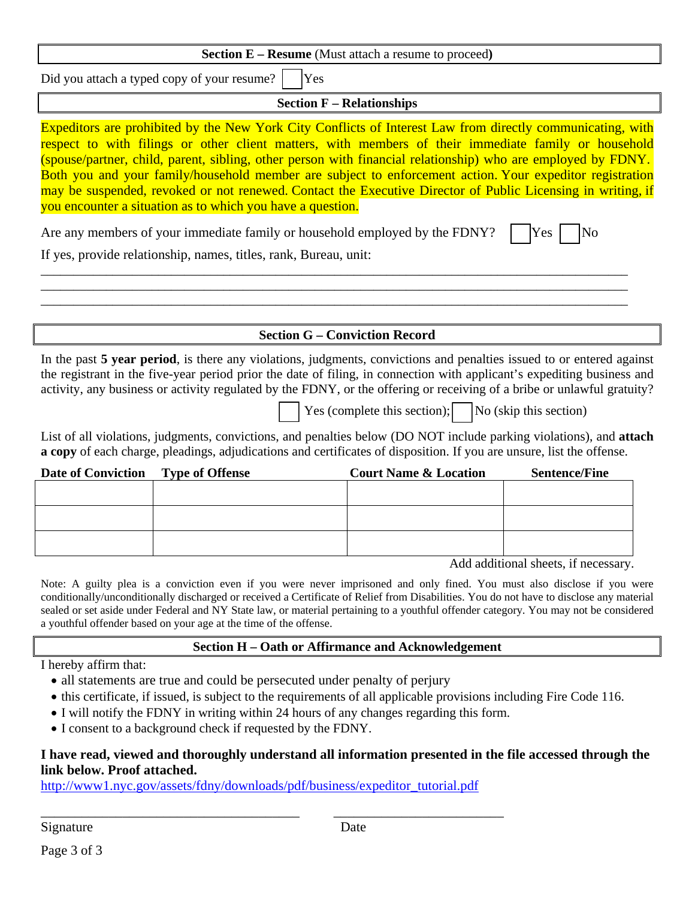## Section E – Resume (Must attach a resume to proceed)

Did you attach a typed copy of your resume? ☐ Yes

## Section F – Relationships

Expeditors are prohibited by the New York City Conflicts of Interest Law from directly communicating, with respect to with filings or other client matters, with members of their immediate family or household (spouse/partner, child, parent, sibling, other person with financial relationship) who are employed by FDNY. Both you and your family/household member are subject to enforcement action. Your expeditor registration may be suspended, revoked or not renewed. Contact the Executive Director of Public Licensing in writing, if you encounter a situation as to which you have a question.

Are any members of your immediate family or household employed by the FDNY? ☐ Yes ☐ No

If yes, provide relationship, names, titles, rank, Bureau, unit:

_______________________________________________________________________________

_______________________________________________________________________________

_______________________________________________________________________________

## Section G – Conviction Record

In the past **5 year period**, is there any violations, judgments, convictions and penalties issued to or entered against the registrant in the five-year period prior the date of filing, in connection with applicant's expediting business and activity, any business or activity regulated by the FDNY, or the offering or receiving of a bribe or unlawful gratuity?

☐ Yes (complete this section); ☐ No (skip this section)

List of all violations, judgments, convictions, and penalties below (DO NOT include parking violations), and **attach a copy** of each charge, pleadings, adjudications and certificates of disposition. If you are unsure, list the offense.

| Date of Conviction | Type of Offense | Court Name & Location | Sentence/Fine |
| --- | --- | --- | --- |
| | | | |
| | | | |
| | | | |

Add additional sheets, if necessary.

Note: A guilty plea is a conviction even if you were never imprisoned and only fined. You must also disclose if you were conditionally/unconditionally discharged or received a Certificate of Relief from Disabilities. You do not have to disclose any material sealed or set aside under Federal and NY State law, or material pertaining to a youthful offender category. You may not be considered a youthful offender based on your age at the time of the offense.

## Section H – Oath or Affirmance and Acknowledgement

I hereby affirm that:

- all statements are true and could be persecuted under penalty of perjury
- this certificate, if issued, is subject to the requirements of all applicable provisions including Fire Code 116.
- I will notify the FDNY in writing within 24 hours of any changes regarding this form.
- I consent to a background check if requested by the FDNY.

**I have read, viewed and thoroughly understand all information presented in the file accessed through the link below. Proof attached.**

http://www1.nyc.gov/assets/fdny/downloads/pdf/business/expeditor_tutorial.pdf

_______________________________ _______________________

Signature Date